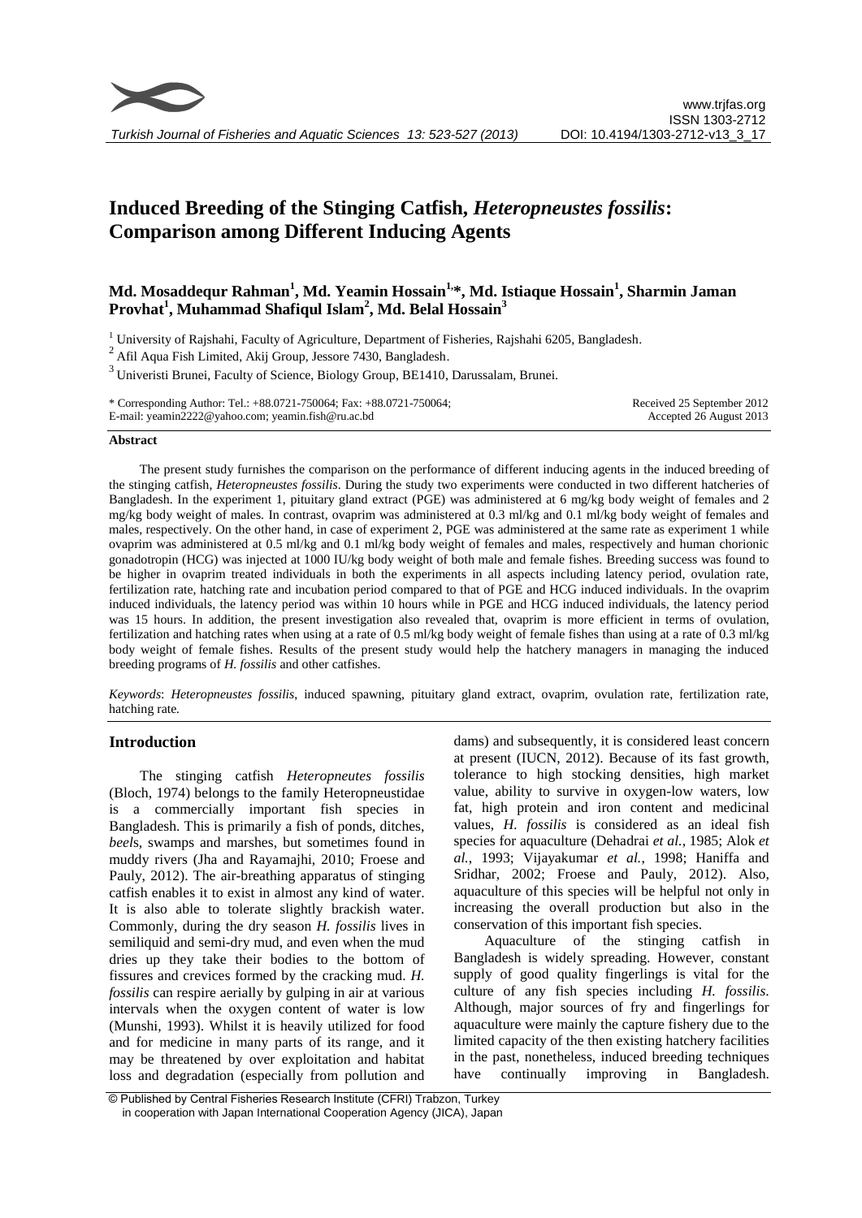# Induced Breeding of the Stinging Catfish, *Heteropneustes fossilis*: Comparison among Different Inducing Agents

**Md. Mosaddequr Rahman[1], Md. Yeamin Hossain[1,*], Md. Istiaque Hossain[1], Sharmin Jaman Provhat[1], Muhammad Shafiqul Islam[2], Md. Belal Hossain[3]**

[1] University of Rajshahi, Faculty of Agriculture, Department of Fisheries, Rajshahi 6205, Bangladesh.

[2] Afil Aqua Fish Limited, Akij Group, Jessore 7430, Bangladesh.

[3] Univeristi Brunei, Faculty of Science, Biology Group, BE1410, Darussalam, Brunei.

\* Corresponding Author: Tel.: +88.0721-750064; Fax: +88.0721-750064;
E-mail: yeamin2222@yahoo.com; yeamin.fish@ru.ac.bd

Received 25 September 2012
Accepted 26 August 2013

## Abstract

The present study furnishes the comparison on the performance of different inducing agents in the induced breeding of the stinging catfish, *Heteropneustes fossilis*. During the study two experiments were conducted in two different hatcheries of Bangladesh. In the experiment 1, pituitary gland extract (PGE) was administered at 6 mg/kg body weight of females and 2 mg/kg body weight of males. In contrast, ovaprim was administered at 0.3 ml/kg and 0.1 ml/kg body weight of females and males, respectively. On the other hand, in case of experiment 2, PGE was administered at the same rate as experiment 1 while ovaprim was administered at 0.5 ml/kg and 0.1 ml/kg body weight of females and males, respectively and human chorionic gonadotropin (HCG) was injected at 1000 IU/kg body weight of both male and female fishes. Breeding success was found to be higher in ovaprim treated individuals in both the experiments in all aspects including latency period, ovulation rate, fertilization rate, hatching rate and incubation period compared to that of PGE and HCG induced individuals. In the ovaprim induced individuals, the latency period was within 10 hours while in PGE and HCG induced individuals, the latency period was 15 hours. In addition, the present investigation also revealed that, ovaprim is more efficient in terms of ovulation, fertilization and hatching rates when using at a rate of 0.5 ml/kg body weight of female fishes than using at a rate of 0.3 ml/kg body weight of female fishes. Results of the present study would help the hatchery managers in managing the induced breeding programs of *H. fossilis* and other catfishes.

*Keywords*: *Heteropneustes fossilis*, induced spawning, pituitary gland extract, ovaprim, ovulation rate, fertilization rate, hatching rate.

## Introduction

The stinging catfish *Heteropneutes fossilis* (Bloch, 1974) belongs to the family Heteropneustidae is a commercially important fish species in Bangladesh. This is primarily a fish of ponds, ditches, *beel*s, swamps and marshes, but sometimes found in muddy rivers (Jha and Rayamajhi, 2010; Froese and Pauly, 2012). The air-breathing apparatus of stinging catfish enables it to exist in almost any kind of water. It is also able to tolerate slightly brackish water. Commonly, during the dry season *H. fossilis* lives in semiliquid and semi-dry mud, and even when the mud dries up they take their bodies to the bottom of fissures and crevices formed by the cracking mud. *H. fossilis* can respire aerially by gulping in air at various intervals when the oxygen content of water is low (Munshi, 1993). Whilst it is heavily utilized for food and for medicine in many parts of its range, and it may be threatened by over exploitation and habitat loss and degradation (especially from pollution and dams) and subsequently, it is considered least concern at present (IUCN, 2012). Because of its fast growth, tolerance to high stocking densities, high market value, ability to survive in oxygen-low waters, low fat, high protein and iron content and medicinal values, *H. fossilis* is considered as an ideal fish species for aquaculture (Dehadrai *et al.*, 1985; Alok *et al.*, 1993; Vijayakumar *et al.*, 1998; Haniffa and Sridhar, 2002; Froese and Pauly, 2012). Also, aquaculture of this species will be helpful not only in increasing the overall production but also in the conservation of this important fish species.

Aquaculture of the stinging catfish in Bangladesh is widely spreading. However, constant supply of good quality fingerlings is vital for the culture of any fish species including *H. fossilis*. Although, major sources of fry and fingerlings for aquaculture were mainly the capture fishery due to the limited capacity of the then existing hatchery facilities in the past, nonetheless, induced breeding techniques have continually improving in Bangladesh.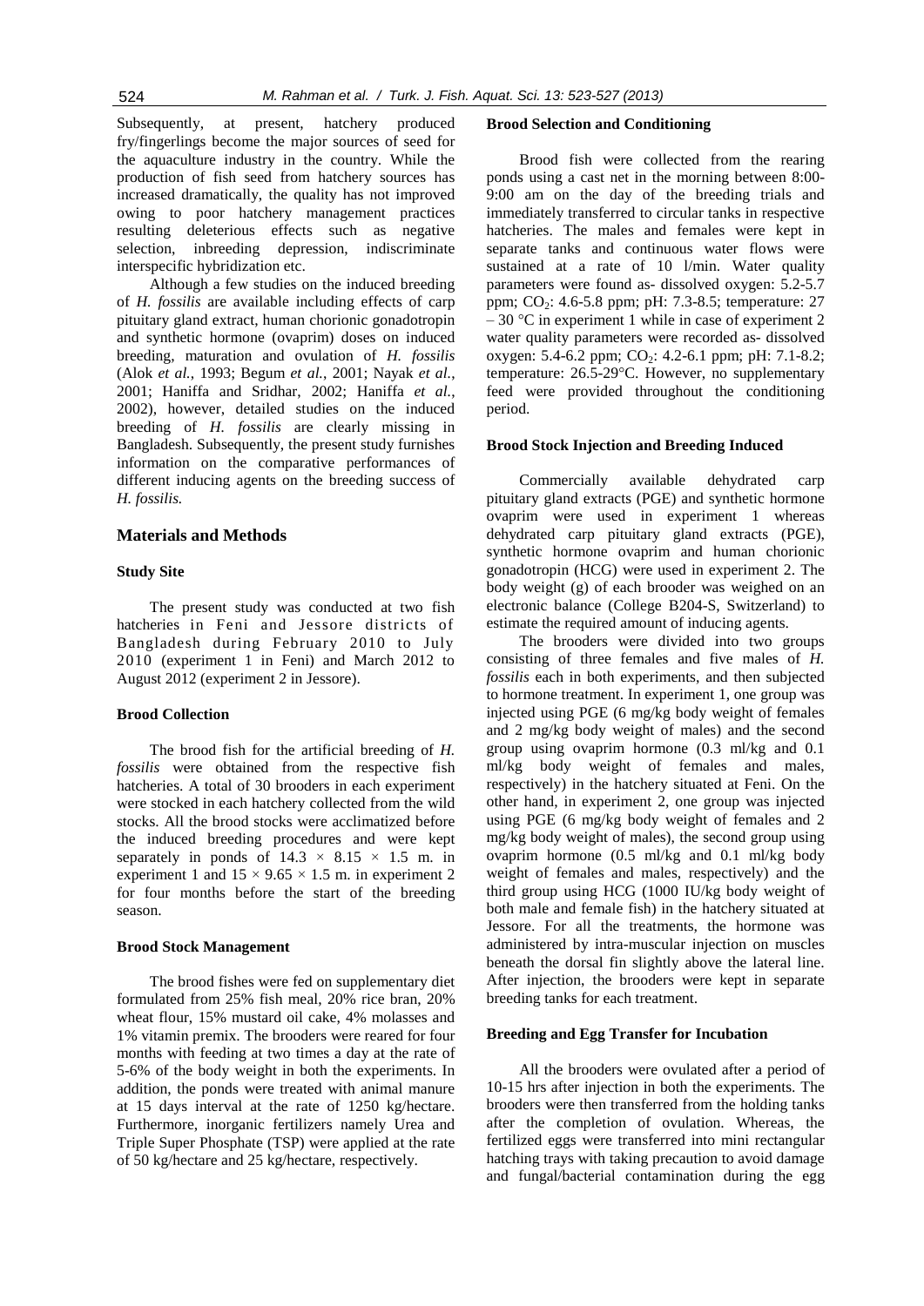Subsequently, at present, hatchery produced fry/fingerlings become the major sources of seed for the aquaculture industry in the country. While the production of fish seed from hatchery sources has increased dramatically, the quality has not improved owing to poor hatchery management practices resulting deleterious effects such as negative selection, inbreeding depression, indiscriminate interspecific hybridization etc.

Although a few studies on the induced breeding of *H. fossilis* are available including effects of carp pituitary gland extract, human chorionic gonadotropin and synthetic hormone (ovaprim) doses on induced breeding, maturation and ovulation of *H. fossilis* (Alok *et al.*, 1993; Begum *et al.*, 2001; Nayak *et al.*, 2001; Haniffa and Sridhar, 2002; Haniffa *et al.*, 2002), however, detailed studies on the induced breeding of *H. fossilis* are clearly missing in Bangladesh. Subsequently, the present study furnishes information on the comparative performances of different inducing agents on the breeding success of *H. fossilis.*

## Materials and Methods

### Study Site

The present study was conducted at two fish hatcheries in Feni and Jessore districts of Bangladesh during February 2010 to July 2010 (experiment 1 in Feni) and March 2012 to August 2012 (experiment 2 in Jessore).

### Brood Collection

The brood fish for the artificial breeding of *H. fossilis* were obtained from the respective fish hatcheries. A total of 30 brooders in each experiment were stocked in each hatchery collected from the wild stocks. All the brood stocks were acclimatized before the induced breeding procedures and were kept separately in ponds of 14.3 × 8.15 × 1.5 m. in experiment 1 and 15 × 9.65 × 1.5 m. in experiment 2 for four months before the start of the breeding season.

### Brood Stock Management

The brood fishes were fed on supplementary diet formulated from 25% fish meal, 20% rice bran, 20% wheat flour, 15% mustard oil cake, 4% molasses and 1% vitamin premix. The brooders were reared for four months with feeding at two times a day at the rate of 5-6% of the body weight in both the experiments. In addition, the ponds were treated with animal manure at 15 days interval at the rate of 1250 kg/hectare. Furthermore, inorganic fertilizers namely Urea and Triple Super Phosphate (TSP) were applied at the rate of 50 kg/hectare and 25 kg/hectare, respectively.

### Brood Selection and Conditioning

Brood fish were collected from the rearing ponds using a cast net in the morning between 8:00-9:00 am on the day of the breeding trials and immediately transferred to circular tanks in respective hatcheries. The males and females were kept in separate tanks and continuous water flows were sustained at a rate of 10 l/min. Water quality parameters were found as- dissolved oxygen: 5.2-5.7 ppm; $CO_2$: 4.6-5.8 ppm; pH: 7.3-8.5; temperature: 27 – 30 °C in experiment 1 while in case of experiment 2 water quality parameters were recorded as- dissolved oxygen: 5.4-6.2 ppm; $CO_2$: 4.2-6.1 ppm; pH: 7.1-8.2; temperature: 26.5-29°C. However, no supplementary feed were provided throughout the conditioning period.

### Brood Stock Injection and Breeding Induced

Commercially available dehydrated carp pituitary gland extracts (PGE) and synthetic hormone ovaprim were used in experiment 1 whereas dehydrated carp pituitary gland extracts (PGE), synthetic hormone ovaprim and human chorionic gonadotropin (HCG) were used in experiment 2. The body weight (g) of each brooder was weighed on an electronic balance (College B204-S, Switzerland) to estimate the required amount of inducing agents.

The brooders were divided into two groups consisting of three females and five males of *H. fossilis* each in both experiments, and then subjected to hormone treatment. In experiment 1, one group was injected using PGE (6 mg/kg body weight of females and 2 mg/kg body weight of males) and the second group using ovaprim hormone (0.3 ml/kg and 0.1 ml/kg body weight of females and males, respectively) in the hatchery situated at Feni. On the other hand, in experiment 2, one group was injected using PGE (6 mg/kg body weight of females and 2 mg/kg body weight of males), the second group using ovaprim hormone (0.5 ml/kg and 0.1 ml/kg body weight of females and males, respectively) and the third group using HCG (1000 IU/kg body weight of both male and female fish) in the hatchery situated at Jessore. For all the treatments, the hormone was administered by intra-muscular injection on muscles beneath the dorsal fin slightly above the lateral line. After injection, the brooders were kept in separate breeding tanks for each treatment.

### Breeding and Egg Transfer for Incubation

All the brooders were ovulated after a period of 10-15 hrs after injection in both the experiments. The brooders were then transferred from the holding tanks after the completion of ovulation. Whereas, the fertilized eggs were transferred into mini rectangular hatching trays with taking precaution to avoid damage and fungal/bacterial contamination during the egg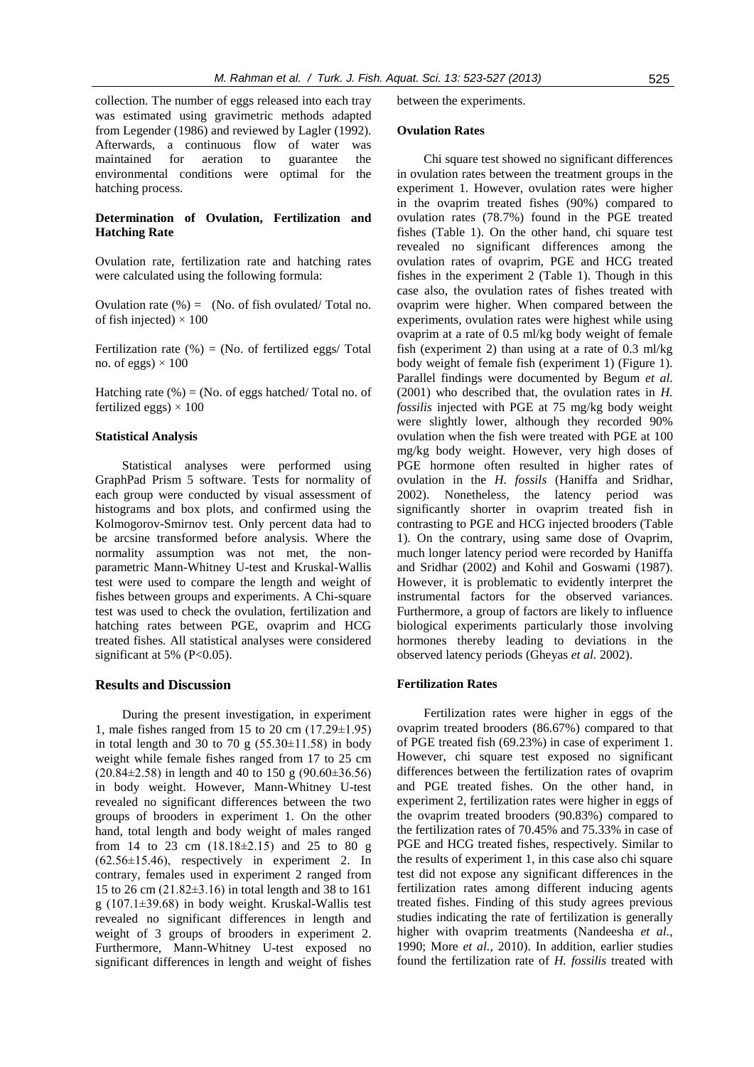collection. The number of eggs released into each tray was estimated using gravimetric methods adapted from Legender (1986) and reviewed by Lagler (1992). Afterwards, a continuous flow of water was maintained for aeration to guarantee the environmental conditions were optimal for the hatching process.

### Determination of Ovulation, Fertilization and Hatching Rate

Ovulation rate, fertilization rate and hatching rates were calculated using the following formula:

Ovulation rate (%) = (No. of fish ovulated/ Total no. of fish injected) × 100

Fertilization rate (%) = (No. of fertilized eggs/ Total no. of eggs) × 100

Hatching rate (%) = (No. of eggs hatched/ Total no. of fertilized eggs) × 100

### Statistical Analysis

Statistical analyses were performed using GraphPad Prism 5 software. Tests for normality of each group were conducted by visual assessment of histograms and box plots, and confirmed using the Kolmogorov-Smirnov test. Only percent data had to be arcsine transformed before analysis. Where the normality assumption was not met, the non-parametric Mann-Whitney U-test and Kruskal-Wallis test were used to compare the length and weight of fishes between groups and experiments. A Chi-square test was used to check the ovulation, fertilization and hatching rates between PGE, ovaprim and HCG treated fishes. All statistical analyses were considered significant at 5% ($P<0.05$).

## Results and Discussion

During the present investigation, in experiment 1, male fishes ranged from 15 to 20 cm (17.29±1.95) in total length and 30 to 70 g (55.30±11.58) in body weight while female fishes ranged from 17 to 25 cm (20.84±2.58) in length and 40 to 150 g (90.60±36.56) in body weight. However, Mann-Whitney U-test revealed no significant differences between the two groups of brooders in experiment 1. On the other hand, total length and body weight of males ranged from 14 to 23 cm (18.18±2.15) and 25 to 80 g (62.56±15.46), respectively in experiment 2. In contrary, females used in experiment 2 ranged from 15 to 26 cm (21.82±3.16) in total length and 38 to 161 g (107.1±39.68) in body weight. Kruskal-Wallis test revealed no significant differences in length and weight of 3 groups of brooders in experiment 2. Furthermore, Mann-Whitney U-test exposed no significant differences in length and weight of fishes between the experiments.

### Ovulation Rates

Chi square test showed no significant differences in ovulation rates between the treatment groups in the experiment 1. However, ovulation rates were higher in the ovaprim treated fishes (90%) compared to ovulation rates (78.7%) found in the PGE treated fishes (Table 1). On the other hand, chi square test revealed no significant differences among the ovulation rates of ovaprim, PGE and HCG treated fishes in the experiment 2 (Table 1). Though in this case also, the ovulation rates of fishes treated with ovaprim were higher. When compared between the experiments, ovulation rates were highest while using ovaprim at a rate of 0.5 ml/kg body weight of female fish (experiment 2) than using at a rate of 0.3 ml/kg body weight of female fish (experiment 1) (Figure 1). Parallel findings were documented by Begum *et al.* (2001) who described that, the ovulation rates in *H. fossilis* injected with PGE at 75 mg/kg body weight were slightly lower, although they recorded 90% ovulation when the fish were treated with PGE at 100 mg/kg body weight. However, very high doses of PGE hormone often resulted in higher rates of ovulation in the *H. fossils* (Haniffa and Sridhar, 2002). Nonetheless, the latency period was significantly shorter in ovaprim treated fish in contrasting to PGE and HCG injected brooders (Table 1). On the contrary, using same dose of Ovaprim, much longer latency period were recorded by Haniffa and Sridhar (2002) and Kohil and Goswami (1987). However, it is problematic to evidently interpret the instrumental factors for the observed variances. Furthermore, a group of factors are likely to influence biological experiments particularly those involving hormones thereby leading to deviations in the observed latency periods (Gheyas *et al.* 2002).

### Fertilization Rates

Fertilization rates were higher in eggs of the ovaprim treated brooders (86.67%) compared to that of PGE treated fish (69.23%) in case of experiment 1. However, chi square test exposed no significant differences between the fertilization rates of ovaprim and PGE treated fishes. On the other hand, in experiment 2, fertilization rates were higher in eggs of the ovaprim treated brooders (90.83%) compared to the fertilization rates of 70.45% and 75.33% in case of PGE and HCG treated fishes, respectively. Similar to the results of experiment 1, in this case also chi square test did not expose any significant differences in the fertilization rates among different inducing agents treated fishes. Finding of this study agrees previous studies indicating the rate of fertilization is generally higher with ovaprim treatments (Nandeesha *et al.*, 1990; More *et al.*, 2010). In addition, earlier studies found the fertilization rate of *H. fossilis* treated with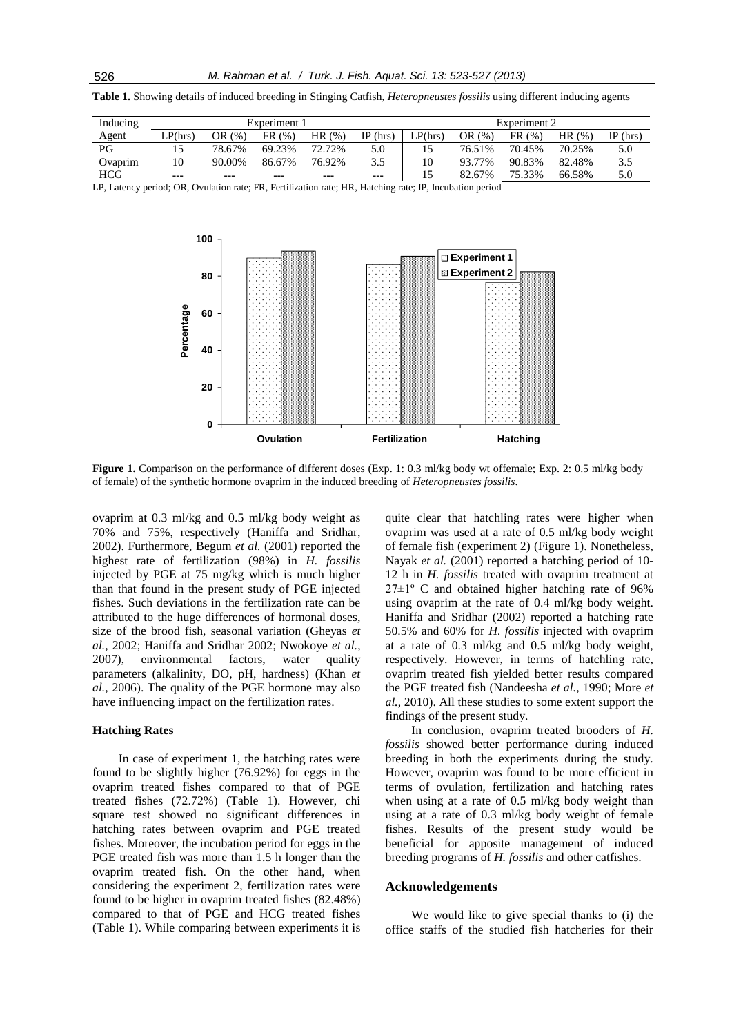**Table 1.** Showing details of induced breeding in Stinging Catfish, *Heteropneustes fossilis* using different inducing agents

| Inducing Agent | Experiment 1 | | | | | Experiment 2 | | | | |
|---|---|---|---|---|---|---|---|---|---|---|
| | LP(hrs) | OR (%) | FR (%) | HR (%) | IP (hrs) | LP(hrs) | OR (%) | FR (%) | HR (%) | IP (hrs) |
| PG | 15 | 78.67% | 69.23% | 72.72% | 5.0 | 15 | 76.51% | 70.45% | 70.25% | 5.0 |
| Ovaprim | 10 | 90.00% | 86.67% | 76.92% | 3.5 | 10 | 93.77% | 90.83% | 82.48% | 3.5 |
| HCG | --- | --- | --- | --- | --- | 15 | 82.67% | 75.33% | 66.58% | 5.0 |

LP, Latency period; OR, Ovulation rate; FR, Fertilization rate; HR, Hatching rate; IP, Incubation period

**Figure 1.** Comparison on the performance of different doses (Exp. 1: 0.3 ml/kg body wt offemale; Exp. 2: 0.5 ml/kg body of female) of the synthetic hormone ovaprim in the induced breeding of *Heteropneustes fossilis*.

ovaprim at 0.3 ml/kg and 0.5 ml/kg body weight as 70% and 75%, respectively (Haniffa and Sridhar, 2002). Furthermore, Begum *et al.* (2001) reported the highest rate of fertilization (98%) in *H. fossilis* injected by PGE at 75 mg/kg which is much higher than that found in the present study of PGE injected fishes. Such deviations in the fertilization rate can be attributed to the huge differences of hormonal doses, size of the brood fish, seasonal variation (Gheyas *et al.*, 2002; Haniffa and Sridhar 2002; Nwokoye *et al.*, 2007), environmental factors, water quality parameters (alkalinity, DO, pH, hardness) (Khan *et al.*, 2006). The quality of the PGE hormone may also have influencing impact on the fertilization rates.

#### Hatching Rates

In case of experiment 1, the hatching rates were found to be slightly higher (76.92%) for eggs in the ovaprim treated fishes compared to that of PGE treated fishes (72.72%) (Table 1). However, chi square test showed no significant differences in hatching rates between ovaprim and PGE treated fishes. Moreover, the incubation period for eggs in the PGE treated fish was more than 1.5 h longer than the ovaprim treated fish. On the other hand, when considering the experiment 2, fertilization rates were found to be higher in ovaprim treated fishes (82.48%) compared to that of PGE and HCG treated fishes (Table 1). While comparing between experiments it is quite clear that hatchling rates were higher when ovaprim was used at a rate of 0.5 ml/kg body weight of female fish (experiment 2) (Figure 1). Nonetheless, Nayak *et al.* (2001) reported a hatching period of 10-12 h in *H. fossilis* treated with ovaprim treatment at $27\pm1^{o}$ C and obtained higher hatching rate of 96% using ovaprim at the rate of 0.4 ml/kg body weight. Haniffa and Sridhar (2002) reported a hatching rate 50.5% and 60% for *H. fossilis* injected with ovaprim at a rate of 0.3 ml/kg and 0.5 ml/kg body weight, respectively. However, in terms of hatchling rate, ovaprim treated fish yielded better results compared the PGE treated fish (Nandeesha *et al.*, 1990; More *et al.*, 2010). All these studies to some extent support the findings of the present study.

In conclusion, ovaprim treated brooders of *H. fossilis* showed better performance during induced breeding in both the experiments during the study. However, ovaprim was found to be more efficient in terms of ovulation, fertilization and hatching rates when using at a rate of 0.5 ml/kg body weight than using at a rate of 0.3 ml/kg body weight of female fishes. Results of the present study would be beneficial for apposite management of induced breeding programs of *H. fossilis* and other catfishes.

## Acknowledgements

We would like to give special thanks to (i) the office staffs of the studied fish hatcheries for their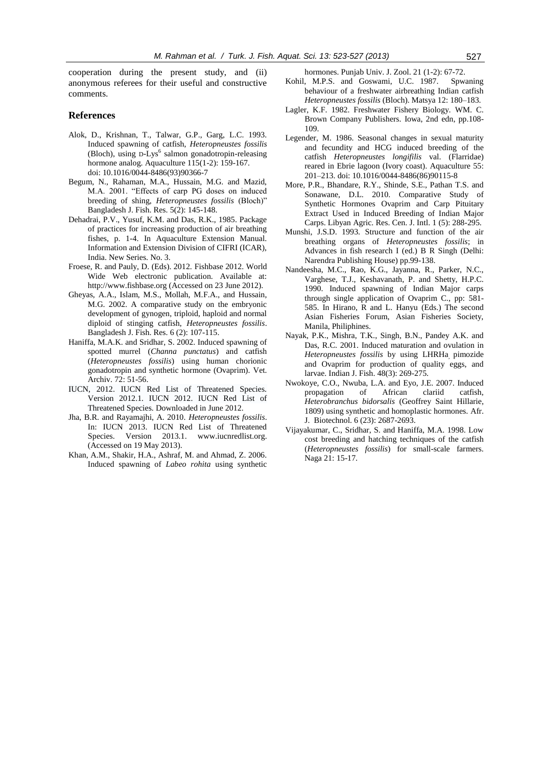cooperation during the present study, and (ii) anonymous referees for their useful and constructive comments.

## References

Alok, D., Krishnan, T., Talwar, G.P., Garg, L.C. 1993. Induced spawning of catfish, *Heteropneustes fossilis* (Bloch), using D-Lys[6] salmon gonadotropin-releasing hormone analog. Aquaculture 115(1-2): 159-167. doi: 10.1016/0044-8486(93)90366-7

Begum, N., Rahaman, M.A., Hussain, M.G. and Mazid, M.A. 2001. "Effects of carp PG doses on induced breeding of shing, *Heteropneustes fossilis* (Bloch)" Bangladesh J. Fish. Res. 5(2): 145-148.

Dehadrai, P.V., Yusuf, K.M. and Das, R.K., 1985. Package of practices for increasing production of air breathing fishes, p. 1-4. In Aquaculture Extension Manual. Information and Extension Division of CIFRI (ICAR), India. New Series. No. 3.

Froese, R. and Pauly, D. (Eds). 2012. Fishbase 2012. World Wide Web electronic publication. Available at: http://www.fishbase.org (Accessed on 23 June 2012).

Gheyas, A.A., Islam, M.S., Mollah, M.F.A., and Hussain, M.G. 2002. A comparative study on the embryonic development of gynogen, triploid, haploid and normal diploid of stinging catfish, *Heteropneustes fossilis*. Bangladesh J. Fish. Res. 6 (2): 107-115.

Haniffa, M.A.K. and Sridhar, S. 2002. Induced spawning of spotted murrel (*Channa punctatus*) and catfish (*Heteropneustes fossilis*) using human chorionic gonadotropin and synthetic hormone (Ovaprim). Vet. Archiv. 72: 51-56.

IUCN, 2012. IUCN Red List of Threatened Species. Version 2012.1. IUCN 2012. IUCN Red List of Threatened Species. Downloaded in June 2012.

Jha, B.R. and Rayamajhi, A. 2010. *Heteropneustes fossilis*. In: IUCN 2013. IUCN Red List of Threatened Species. Version 2013.1. www.iucnredlist.org. (Accessed on 19 May 2013).

Khan, A.M., Shakir, H.A., Ashraf, M. and Ahmad, Z. 2006. Induced spawning of *Labeo rohita* using synthetic hormones. Punjab Univ. J. Zool. 21 (1-2): 67-72.

Kohil, M.P.S. and Goswami, U.C. 1987. Spwaning behaviour of a freshwater airbreathing Indian catfish *Heteropneustes fossilis* (Bloch). Matsya 12: 180–183.

Lagler, K.F. 1982. Freshwater Fishery Biology. WM. C. Brown Company Publishers. Iowa, 2nd edn, pp.108-109.

Legender, M. 1986. Seasonal changes in sexual maturity and fecundity and HCG induced breeding of the catfish *Heteropneustes longifilis* val. (Flarridae) reared in Ebrie lagoon (Ivory coast). Aquaculture 55: 201–213. doi: 10.1016/0044-8486(86)90115-8

More, P.R., Bhandare, R.Y., Shinde, S.E., Pathan T.S. and Sonawane, D.L. 2010. Comparative Study of Synthetic Hormones Ovaprim and Carp Pituitary Extract Used in Induced Breeding of Indian Major Carps. Libyan Agric. Res. Cen. J. Intl. 1 (5): 288-295.

Munshi, J.S.D. 1993. Structure and function of the air breathing organs of *Heteropneustes fossilis*; in Advances in fish research I (ed.) B R Singh (Delhi: Narendra Publishing House) pp.99-138.

Nandeesha, M.C., Rao, K.G., Jayanna, R., Parker, N.C., Varghese, T.J., Keshavanath, P. and Shetty, H.P.C. 1990. Induced spawning of Indian Major carps through single application of Ovaprim C., pp: 581-585. In Hirano, R and L. Hanyu (Eds.) The second Asian Fisheries Forum, Asian Fisheries Society, Manila, Philiphines.

Nayak, P.K., Mishra, T.K., Singh, B.N., Pandey A.K. and Das, R.C. 2001. Induced maturation and ovulation in *Heteropneustes fossilis* by using LHRHa, pimozide and Ovaprim for production of quality eggs, and larvae. Indian J. Fish. 48(3): 269-275.

Nwokoye, C.O., Nwuba, L.A. and Eyo, J.E. 2007. Induced propagation of African clariid catfish, *Heterobranchus bidorsalis* (Geoffrey Saint Hillarie, 1809) using synthetic and homoplastic hormones. Afr. J. Biotechnol. 6 (23): 2687-2693.

Vijayakumar, C., Sridhar, S. and Haniffa, M.A. 1998. Low cost breeding and hatching techniques of the catfish (*Heteropneustes fossilis*) for small-scale farmers. Naga 21: 15-17.